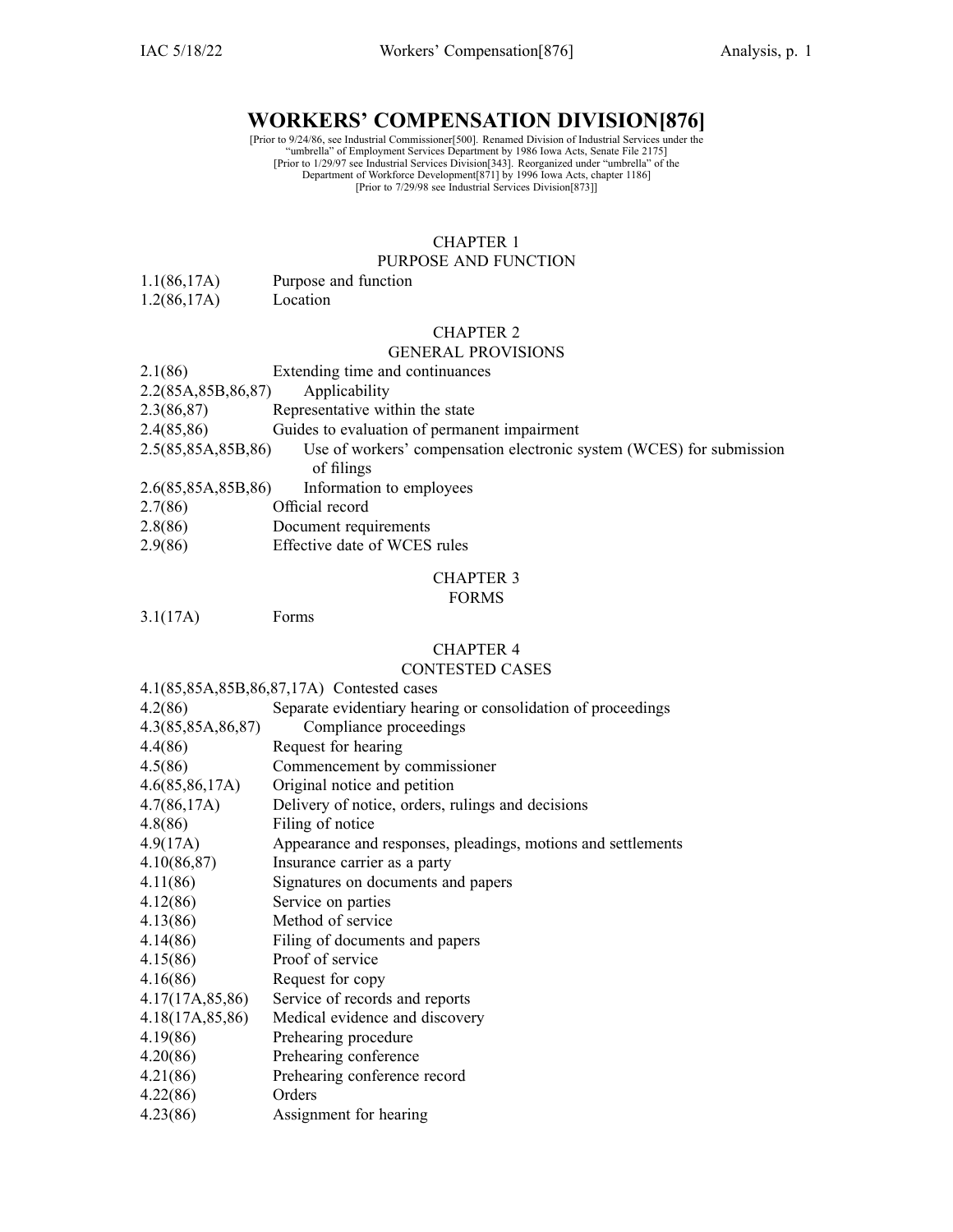# WORKERS' COMPENSATION DIVISION[876]

[Prior to 9/24/86, see Industrial Commissioner[500]. Renamed Division of Industrial Services under the "umbrella" of Employment Services Department by 1986 Iowa Acts, Senate File 2175]
[Prior to 1/29/97 see Industrial Services Division[343]. Reorganized under "umbrella" of the Department of Workforce Development[871] by 1996 Iowa Acts, chapter 1186]
[Prior to 7/29/98 see Industrial Services Division[873]]

## CHAPTER 1
## PURPOSE AND FUNCTION

1.1(86,17A) Purpose and function
1.2(86,17A) Location

## CHAPTER 2
## GENERAL PROVISIONS

2.1(86) Extending time and continuances
2.2(85A,85B,86,87) Applicability
2.3(86,87) Representative within the state
2.4(85,86) Guides to evaluation of permanent impairment
2.5(85,85A,85B,86) Use of workers' compensation electronic system (WCES) for submission of filings
2.6(85,85A,85B,86) Information to employees
2.7(86) Official record
2.8(86) Document requirements
2.9(86) Effective date of WCES rules

## CHAPTER 3
## FORMS

3.1(17A) Forms

## CHAPTER 4
## CONTESTED CASES

4.1(85,85A,85B,86,87,17A) Contested cases
4.2(86) Separate evidentiary hearing or consolidation of proceedings
4.3(85,85A,86,87) Compliance proceedings
4.4(86) Request for hearing
4.5(86) Commencement by commissioner
4.6(85,86,17A) Original notice and petition
4.7(86,17A) Delivery of notice, orders, rulings and decisions
4.8(86) Filing of notice
4.9(17A) Appearance and responses, pleadings, motions and settlements
4.10(86,87) Insurance carrier as a party
4.11(86) Signatures on documents and papers
4.12(86) Service on parties
4.13(86) Method of service
4.14(86) Filing of documents and papers
4.15(86) Proof of service
4.16(86) Request for copy
4.17(17A,85,86) Service of records and reports
4.18(17A,85,86) Medical evidence and discovery
4.19(86) Prehearing procedure
4.20(86) Prehearing conference
4.21(86) Prehearing conference record
4.22(86) Orders
4.23(86) Assignment for hearing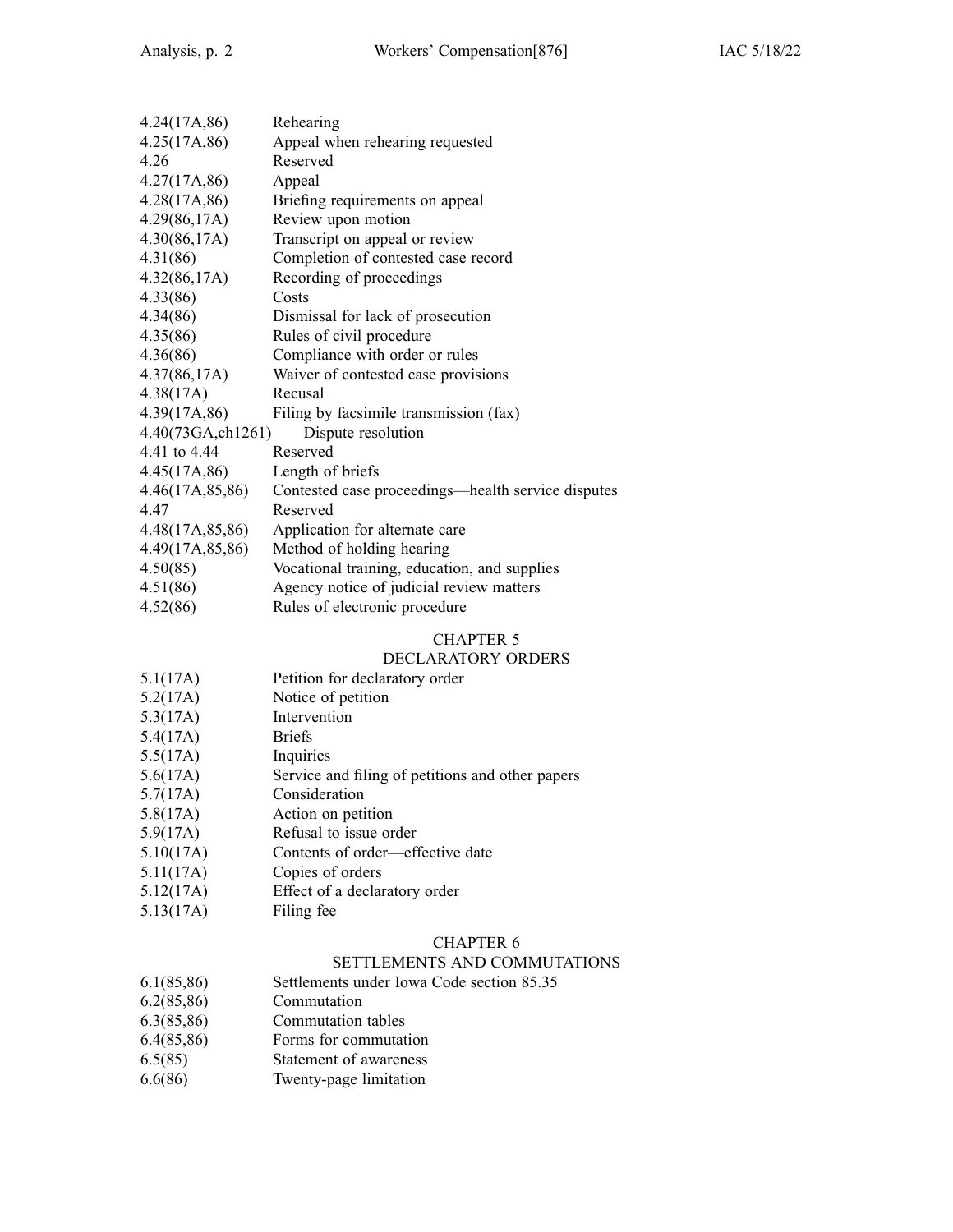4.24(17A,86) Rehearing
4.25(17A,86) Appeal when rehearing requested
4.26 Reserved
4.27(17A,86) Appeal
4.28(17A,86) Briefing requirements on appeal
4.29(86,17A) Review upon motion
4.30(86,17A) Transcript on appeal or review
4.31(86) Completion of contested case record
4.32(86,17A) Recording of proceedings
4.33(86) Costs
4.34(86) Dismissal for lack of prosecution
4.35(86) Rules of civil procedure
4.36(86) Compliance with order or rules
4.37(86,17A) Waiver of contested case provisions
4.38(17A) Recusal
4.39(17A,86) Filing by facsimile transmission (fax)
4.40(73GA,ch1261) Dispute resolution
4.41 to 4.44 Reserved
4.45(17A,86) Length of briefs
4.46(17A,85,86) Contested case proceedings—health service disputes
4.47 Reserved
4.48(17A,85,86) Application for alternate care
4.49(17A,85,86) Method of holding hearing
4.50(85) Vocational training, education, and supplies
4.51(86) Agency notice of judicial review matters
4.52(86) Rules of electronic procedure

## CHAPTER 5
## DECLARATORY ORDERS

5.1(17A) Petition for declaratory order
5.2(17A) Notice of petition
5.3(17A) Intervention
5.4(17A) Briefs
5.5(17A) Inquiries
5.6(17A) Service and filing of petitions and other papers
5.7(17A) Consideration
5.8(17A) Action on petition
5.9(17A) Refusal to issue order
5.10(17A) Contents of order—effective date
5.11(17A) Copies of orders
5.12(17A) Effect of a declaratory order
5.13(17A) Filing fee

## CHAPTER 6
## SETTLEMENTS AND COMMUTATIONS

6.1(85,86) Settlements under Iowa Code section 85.35
6.2(85,86) Commutation
6.3(85,86) Commutation tables
6.4(85,86) Forms for commutation
6.5(85) Statement of awareness
6.6(86) Twenty-page limitation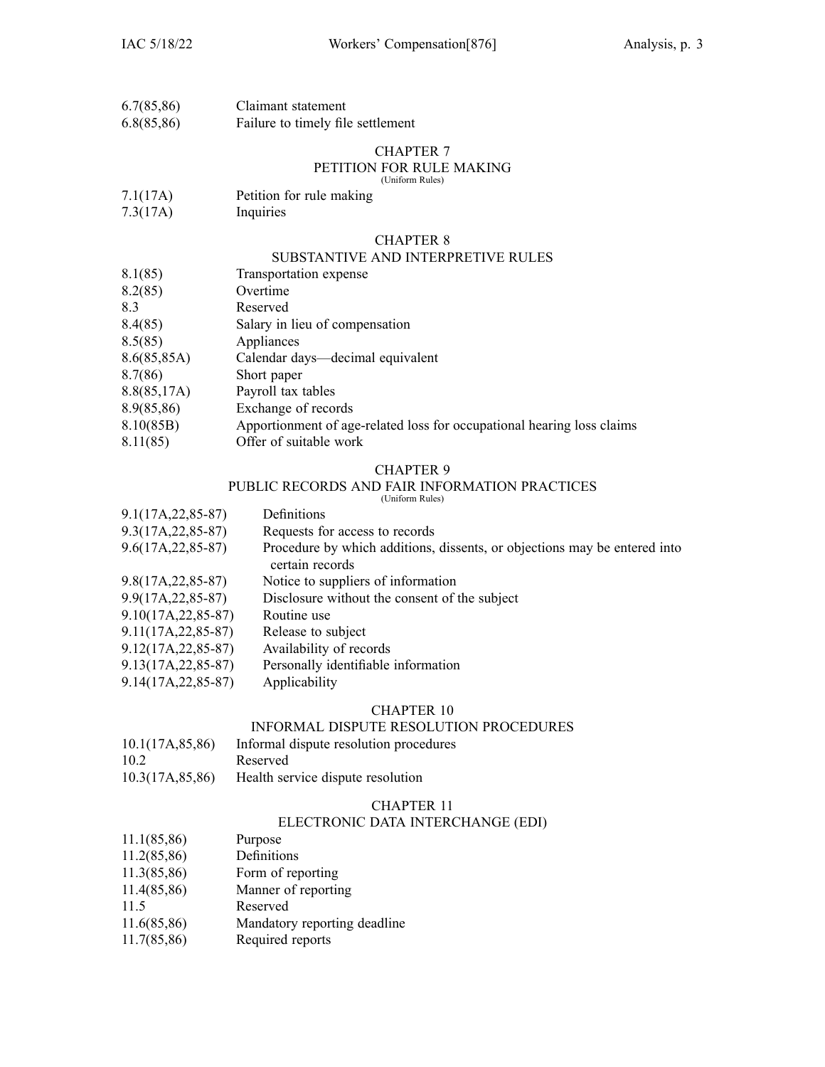6.7(85,86) Claimant statement
6.8(85,86) Failure to timely file settlement

## CHAPTER 7
## PETITION FOR RULE MAKING
(Uniform Rules)

7.1(17A) Petition for rule making
7.3(17A) Inquiries

## CHAPTER 8
## SUBSTANTIVE AND INTERPRETIVE RULES

8.1(85) Transportation expense
8.2(85) Overtime
8.3 Reserved
8.4(85) Salary in lieu of compensation
8.5(85) Appliances
8.6(85,85A) Calendar days—decimal equivalent
8.7(86) Short paper
8.8(85,17A) Payroll tax tables
8.9(85,86) Exchange of records
8.10(85B) Apportionment of age-related loss for occupational hearing loss claims
8.11(85) Offer of suitable work

## CHAPTER 9
## PUBLIC RECORDS AND FAIR INFORMATION PRACTICES
(Uniform Rules)

9.1(17A,22,85-87) Definitions
9.3(17A,22,85-87) Requests for access to records
9.6(17A,22,85-87) Procedure by which additions, dissents, or objections may be entered into certain records
9.8(17A,22,85-87) Notice to suppliers of information
9.9(17A,22,85-87) Disclosure without the consent of the subject
9.10(17A,22,85-87) Routine use
9.11(17A,22,85-87) Release to subject
9.12(17A,22,85-87) Availability of records
9.13(17A,22,85-87) Personally identifiable information
9.14(17A,22,85-87) Applicability

## CHAPTER 10
## INFORMAL DISPUTE RESOLUTION PROCEDURES

10.1(17A,85,86) Informal dispute resolution procedures
10.2 Reserved
10.3(17A,85,86) Health service dispute resolution

## CHAPTER 11
## ELECTRONIC DATA INTERCHANGE (EDI)

11.1(85,86) Purpose
11.2(85,86) Definitions
11.3(85,86) Form of reporting
11.4(85,86) Manner of reporting
11.5 Reserved
11.6(85,86) Mandatory reporting deadline
11.7(85,86) Required reports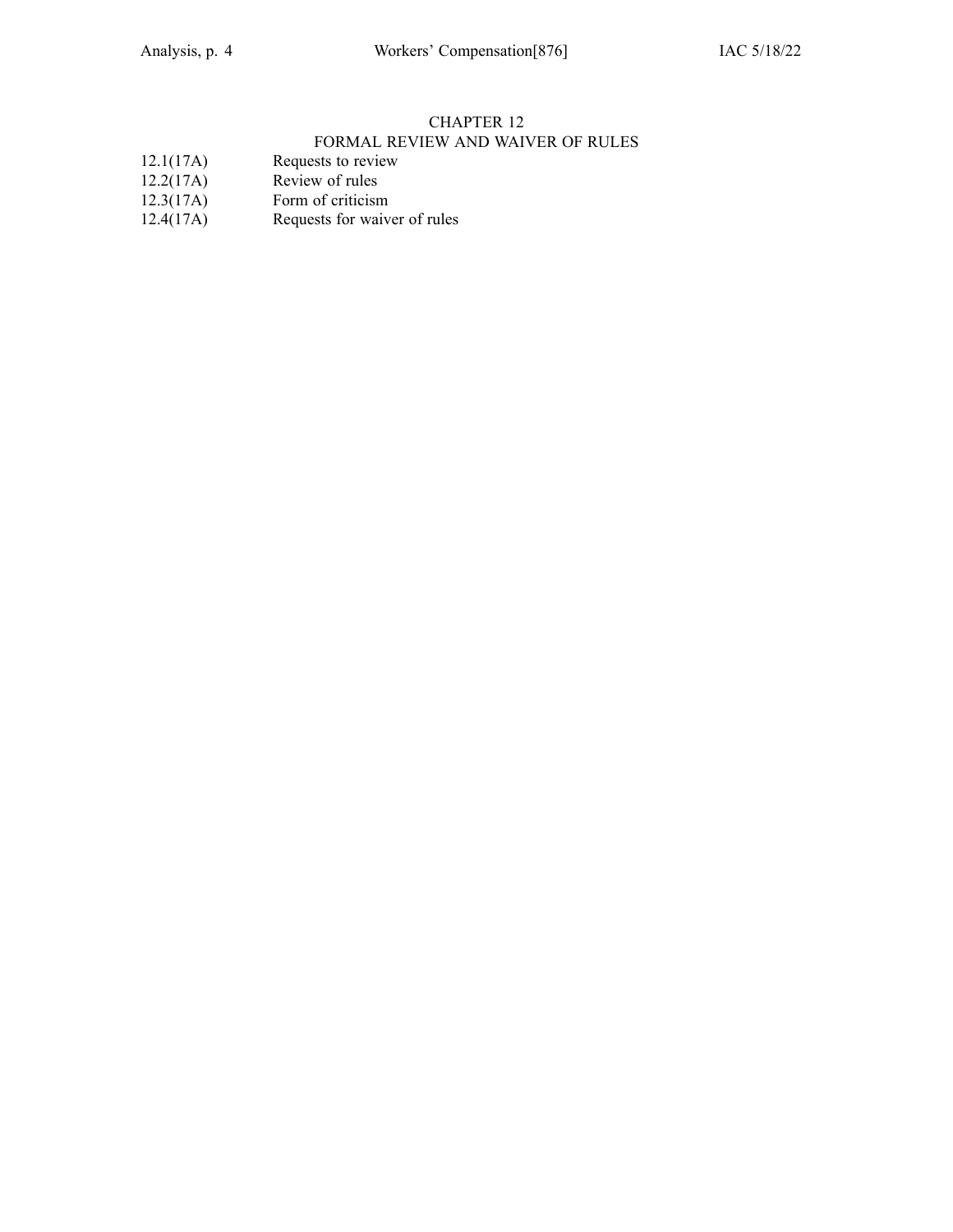# CHAPTER 12
## FORMAL REVIEW AND WAIVER OF RULES

| | |
|---|---|
| 12.1(17A) | Requests to review |
| 12.2(17A) | Review of rules |
| 12.3(17A) | Form of criticism |
| 12.4(17A) | Requests for waiver of rules |